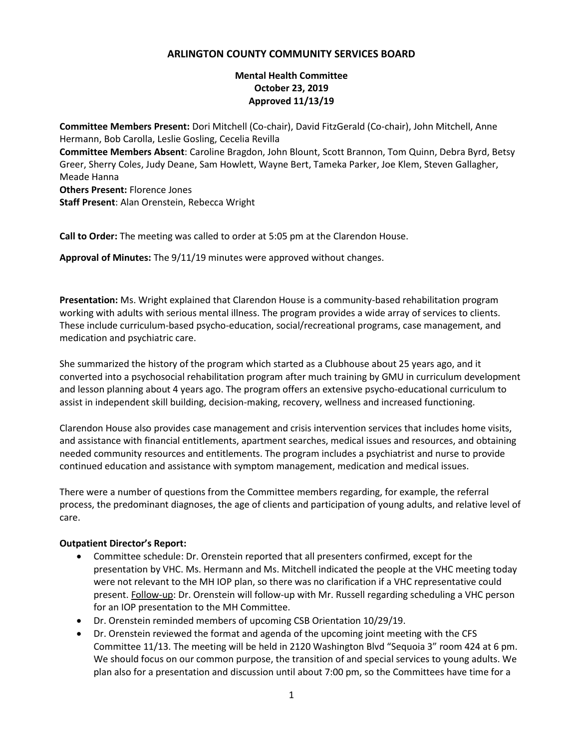# ARLINGTON COUNTY COMMUNITY SERVICES BOARD

## Mental Health Committee
### October 23, 2019
### Approved 11/13/19

**Committee Members Present:** Dori Mitchell (Co-chair), David FitzGerald (Co-chair), John Mitchell, Anne Hermann, Bob Carolla, Leslie Gosling, Cecelia Revilla
**Committee Members Absent**: Caroline Bragdon, John Blount, Scott Brannon, Tom Quinn, Debra Byrd, Betsy Greer, Sherry Coles, Judy Deane, Sam Howlett, Wayne Bert, Tameka Parker, Joe Klem, Steven Gallagher, Meade Hanna
**Others Present:** Florence Jones
**Staff Present**: Alan Orenstein, Rebecca Wright

**Call to Order:** The meeting was called to order at 5:05 pm at the Clarendon House.

**Approval of Minutes:** The 9/11/19 minutes were approved without changes.

**Presentation:** Ms. Wright explained that Clarendon House is a community-based rehabilitation program working with adults with serious mental illness. The program provides a wide array of services to clients. These include curriculum-based psycho-education, social/recreational programs, case management, and medication and psychiatric care.

She summarized the history of the program which started as a Clubhouse about 25 years ago, and it converted into a psychosocial rehabilitation program after much training by GMU in curriculum development and lesson planning about 4 years ago. The program offers an extensive psycho-educational curriculum to assist in independent skill building, decision-making, recovery, wellness and increased functioning.

Clarendon House also provides case management and crisis intervention services that includes home visits, and assistance with financial entitlements, apartment searches, medical issues and resources, and obtaining needed community resources and entitlements. The program includes a psychiatrist and nurse to provide continued education and assistance with symptom management, medication and medical issues.

There were a number of questions from the Committee members regarding, for example, the referral process, the predominant diagnoses, the age of clients and participation of young adults, and relative level of care.

**Outpatient Director's Report:**

- Committee schedule: Dr. Orenstein reported that all presenters confirmed, except for the presentation by VHC. Ms. Hermann and Ms. Mitchell indicated the people at the VHC meeting today were not relevant to the MH IOP plan, so there was no clarification if a VHC representative could present. Follow-up: Dr. Orenstein will follow-up with Mr. Russell regarding scheduling a VHC person for an IOP presentation to the MH Committee.
- Dr. Orenstein reminded members of upcoming CSB Orientation 10/29/19.
- Dr. Orenstein reviewed the format and agenda of the upcoming joint meeting with the CFS Committee 11/13. The meeting will be held in 2120 Washington Blvd "Sequoia 3" room 424 at 6 pm. We should focus on our common purpose, the transition of and special services to young adults. We plan also for a presentation and discussion until about 7:00 pm, so the Committees have time for a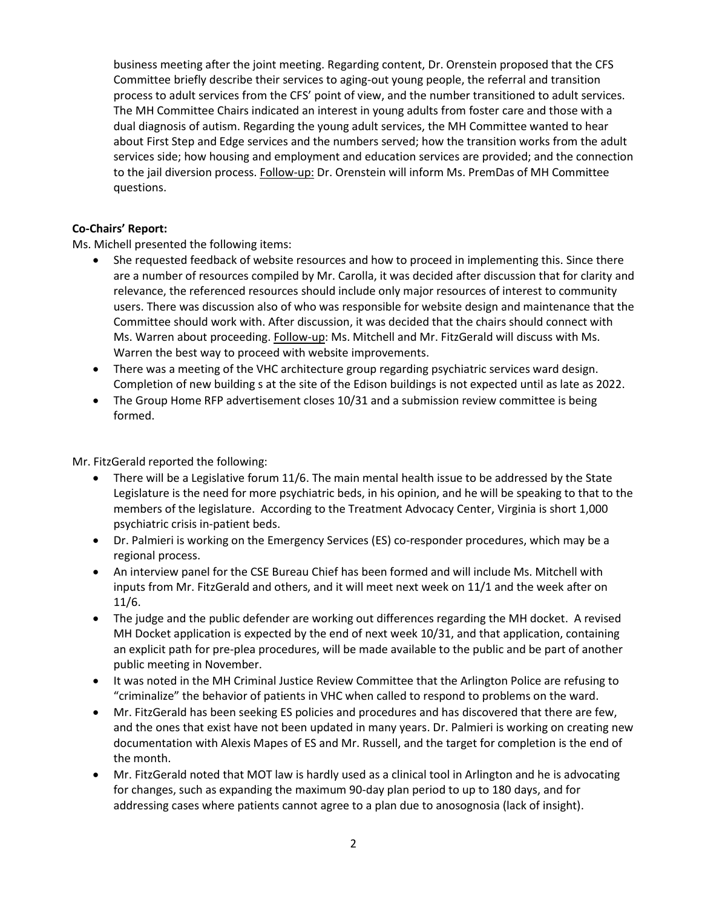business meeting after the joint meeting. Regarding content, Dr. Orenstein proposed that the CFS Committee briefly describe their services to aging-out young people, the referral and transition process to adult services from the CFS' point of view, and the number transitioned to adult services. The MH Committee Chairs indicated an interest in young adults from foster care and those with a dual diagnosis of autism. Regarding the young adult services, the MH Committee wanted to hear about First Step and Edge services and the numbers served; how the transition works from the adult services side; how housing and employment and education services are provided; and the connection to the jail diversion process. Follow-up: Dr. Orenstein will inform Ms. PremDas of MH Committee questions.

**Co-Chairs' Report:**

Ms. Michell presented the following items:

- She requested feedback of website resources and how to proceed in implementing this. Since there are a number of resources compiled by Mr. Carolla, it was decided after discussion that for clarity and relevance, the referenced resources should include only major resources of interest to community users. There was discussion also of who was responsible for website design and maintenance that the Committee should work with. After discussion, it was decided that the chairs should connect with Ms. Warren about proceeding. Follow-up: Ms. Mitchell and Mr. FitzGerald will discuss with Ms. Warren the best way to proceed with website improvements.
- There was a meeting of the VHC architecture group regarding psychiatric services ward design. Completion of new building s at the site of the Edison buildings is not expected until as late as 2022.
- The Group Home RFP advertisement closes 10/31 and a submission review committee is being formed.

Mr. FitzGerald reported the following:

- There will be a Legislative forum 11/6. The main mental health issue to be addressed by the State Legislature is the need for more psychiatric beds, in his opinion, and he will be speaking to that to the members of the legislature. According to the Treatment Advocacy Center, Virginia is short 1,000 psychiatric crisis in-patient beds.
- Dr. Palmieri is working on the Emergency Services (ES) co-responder procedures, which may be a regional process.
- An interview panel for the CSE Bureau Chief has been formed and will include Ms. Mitchell with inputs from Mr. FitzGerald and others, and it will meet next week on 11/1 and the week after on 11/6.
- The judge and the public defender are working out differences regarding the MH docket. A revised MH Docket application is expected by the end of next week 10/31, and that application, containing an explicit path for pre-plea procedures, will be made available to the public and be part of another public meeting in November.
- It was noted in the MH Criminal Justice Review Committee that the Arlington Police are refusing to "criminalize" the behavior of patients in VHC when called to respond to problems on the ward.
- Mr. FitzGerald has been seeking ES policies and procedures and has discovered that there are few, and the ones that exist have not been updated in many years. Dr. Palmieri is working on creating new documentation with Alexis Mapes of ES and Mr. Russell, and the target for completion is the end of the month.
- Mr. FitzGerald noted that MOT law is hardly used as a clinical tool in Arlington and he is advocating for changes, such as expanding the maximum 90-day plan period to up to 180 days, and for addressing cases where patients cannot agree to a plan due to anosognosia (lack of insight).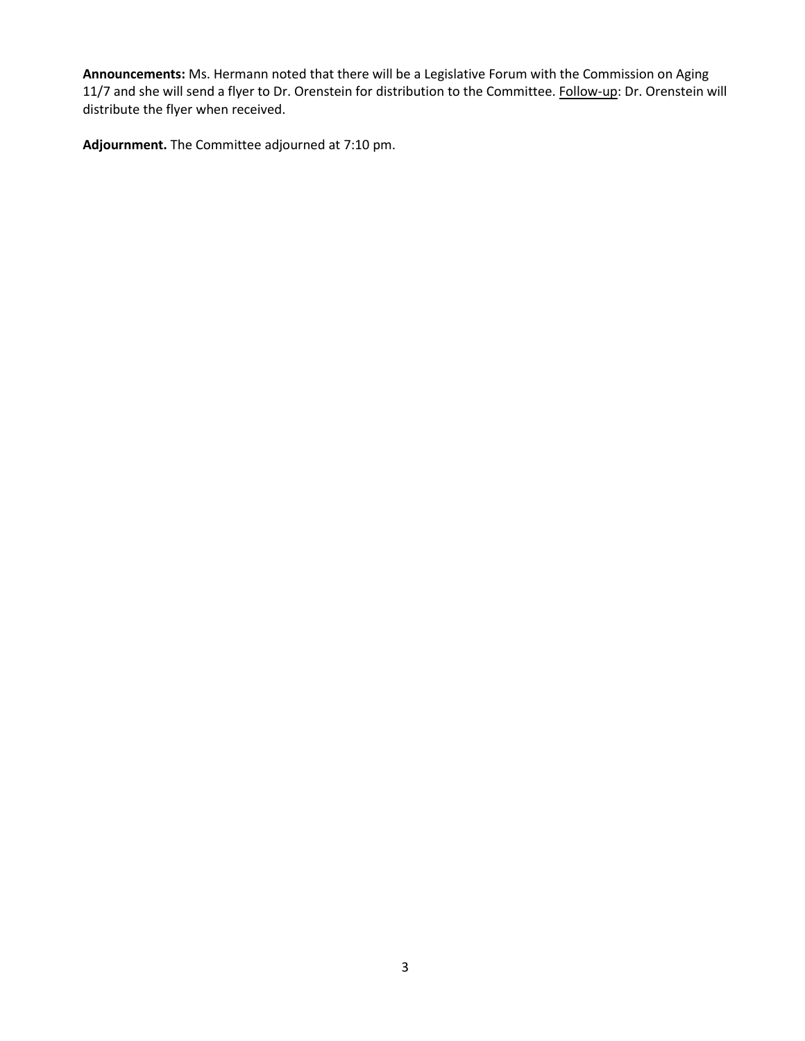**Announcements:** Ms. Hermann noted that there will be a Legislative Forum with the Commission on Aging 11/7 and she will send a flyer to Dr. Orenstein for distribution to the Committee. <u>Follow-up</u>: Dr. Orenstein will distribute the flyer when received.

**Adjournment.** The Committee adjourned at 7:10 pm.